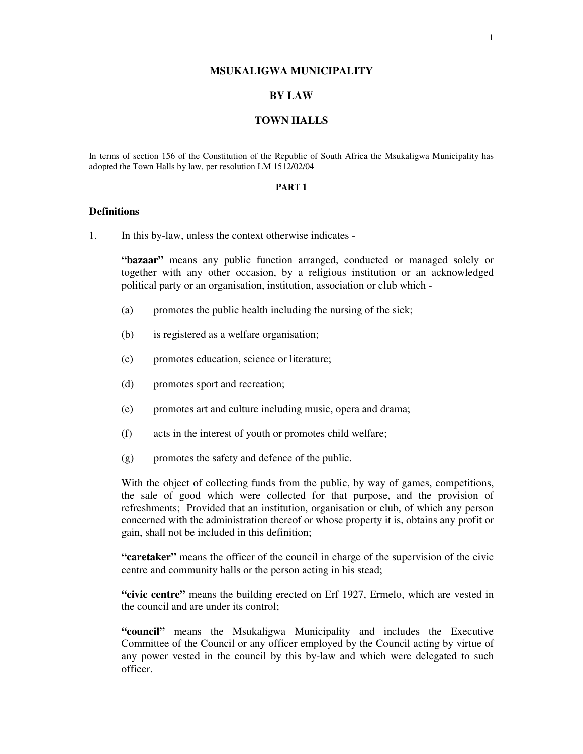# MSUKALIGWA MUNICIPALITY

# BY LAW

# TOWN HALLS

In terms of section 156 of the Constitution of the Republic of South Africa the Msukaligwa Municipality has adopted the Town Halls by law, per resolution LM 1512/02/04

## PART 1

### Definitions

1. In this by-law, unless the context otherwise indicates -

**"bazaar"** means any public function arranged, conducted or managed solely or together with any other occasion, by a religious institution or an acknowledged political party or an organisation, institution, association or club which -

(a) promotes the public health including the nursing of the sick;

(b) is registered as a welfare organisation;

(c) promotes education, science or literature;

(d) promotes sport and recreation;

(e) promotes art and culture including music, opera and drama;

(f) acts in the interest of youth or promotes child welfare;

(g) promotes the safety and defence of the public.

With the object of collecting funds from the public, by way of games, competitions, the sale of good which were collected for that purpose, and the provision of refreshments; Provided that an institution, organisation or club, of which any person concerned with the administration thereof or whose property it is, obtains any profit or gain, shall not be included in this definition;

**"caretaker"** means the officer of the council in charge of the supervision of the civic centre and community halls or the person acting in his stead;

**"civic centre"** means the building erected on Erf 1927, Ermelo, which are vested in the council and are under its control;

**"council"** means the Msukaligwa Municipality and includes the Executive Committee of the Council or any officer employed by the Council acting by virtue of any power vested in the council by this by-law and which were delegated to such officer.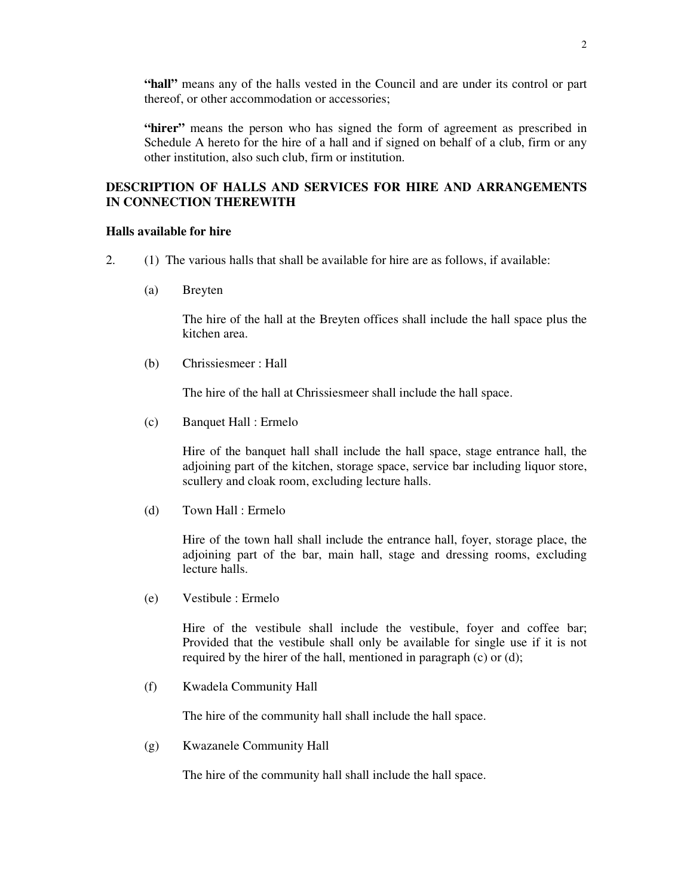**"hall"** means any of the halls vested in the Council and are under its control or part thereof, or other accommodation or accessories;

**"hirer"** means the person who has signed the form of agreement as prescribed in Schedule A hereto for the hire of a hall and if signed on behalf of a club, firm or any other institution, also such club, firm or institution.

## DESCRIPTION OF HALLS AND SERVICES FOR HIRE AND ARRANGEMENTS IN CONNECTION THEREWITH

### Halls available for hire

2. (1) The various halls that shall be available for hire are as follows, if available:

(a) Breyten

The hire of the hall at the Breyten offices shall include the hall space plus the kitchen area.

(b) Chrissiesmeer : Hall

The hire of the hall at Chrissiesmeer shall include the hall space.

(c) Banquet Hall : Ermelo

Hire of the banquet hall shall include the hall space, stage entrance hall, the adjoining part of the kitchen, storage space, service bar including liquor store, scullery and cloak room, excluding lecture halls.

(d) Town Hall : Ermelo

Hire of the town hall shall include the entrance hall, foyer, storage place, the adjoining part of the bar, main hall, stage and dressing rooms, excluding lecture halls.

(e) Vestibule : Ermelo

Hire of the vestibule shall include the vestibule, foyer and coffee bar; Provided that the vestibule shall only be available for single use if it is not required by the hirer of the hall, mentioned in paragraph (c) or (d);

(f) Kwadela Community Hall

The hire of the community hall shall include the hall space.

(g) Kwazanele Community Hall

The hire of the community hall shall include the hall space.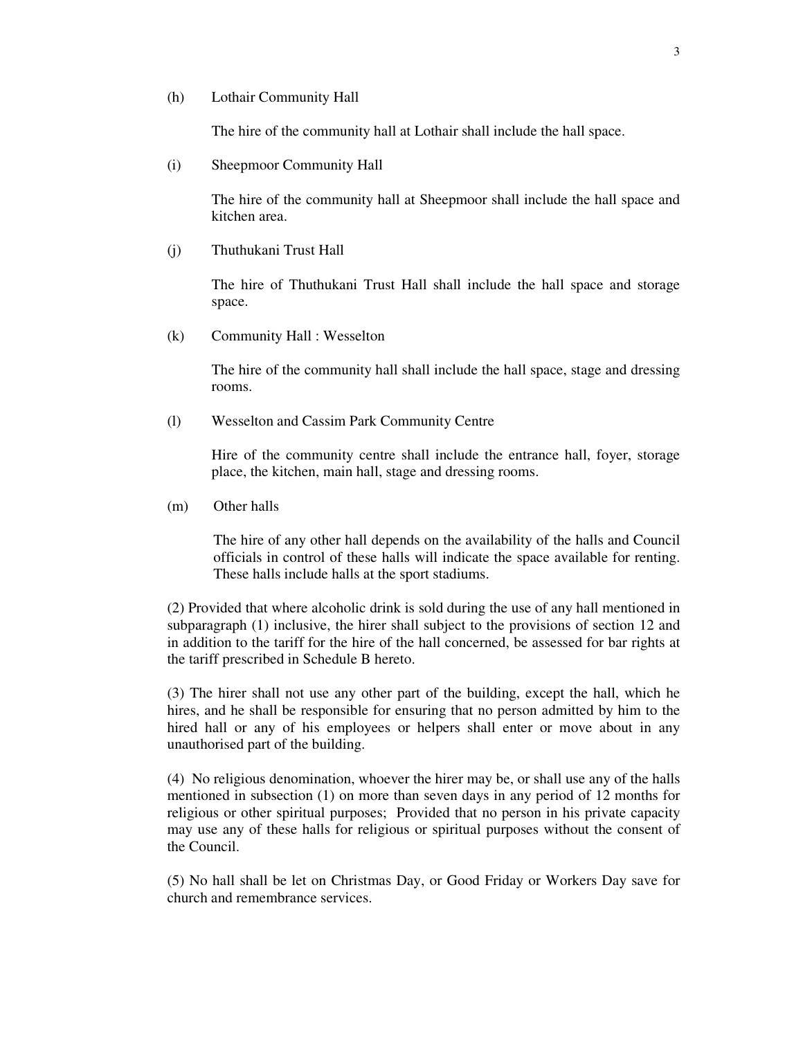(h) Lothair Community Hall

The hire of the community hall at Lothair shall include the hall space.

(i) Sheepmoor Community Hall

The hire of the community hall at Sheepmoor shall include the hall space and kitchen area.

(j) Thuthukani Trust Hall

The hire of Thuthukani Trust Hall shall include the hall space and storage space.

(k) Community Hall : Wesselton

The hire of the community hall shall include the hall space, stage and dressing rooms.

(l) Wesselton and Cassim Park Community Centre

Hire of the community centre shall include the entrance hall, foyer, storage place, the kitchen, main hall, stage and dressing rooms.

(m) Other halls

The hire of any other hall depends on the availability of the halls and Council officials in control of these halls will indicate the space available for renting. These halls include halls at the sport stadiums.

(2) Provided that where alcoholic drink is sold during the use of any hall mentioned in subparagraph (1) inclusive, the hirer shall subject to the provisions of section 12 and in addition to the tariff for the hire of the hall concerned, be assessed for bar rights at the tariff prescribed in Schedule B hereto.

(3) The hirer shall not use any other part of the building, except the hall, which he hires, and he shall be responsible for ensuring that no person admitted by him to the hired hall or any of his employees or helpers shall enter or move about in any unauthorised part of the building.

(4) No religious denomination, whoever the hirer may be, or shall use any of the halls mentioned in subsection (1) on more than seven days in any period of 12 months for religious or other spiritual purposes; Provided that no person in his private capacity may use any of these halls for religious or spiritual purposes without the consent of the Council.

(5) No hall shall be let on Christmas Day, or Good Friday or Workers Day save for church and remembrance services.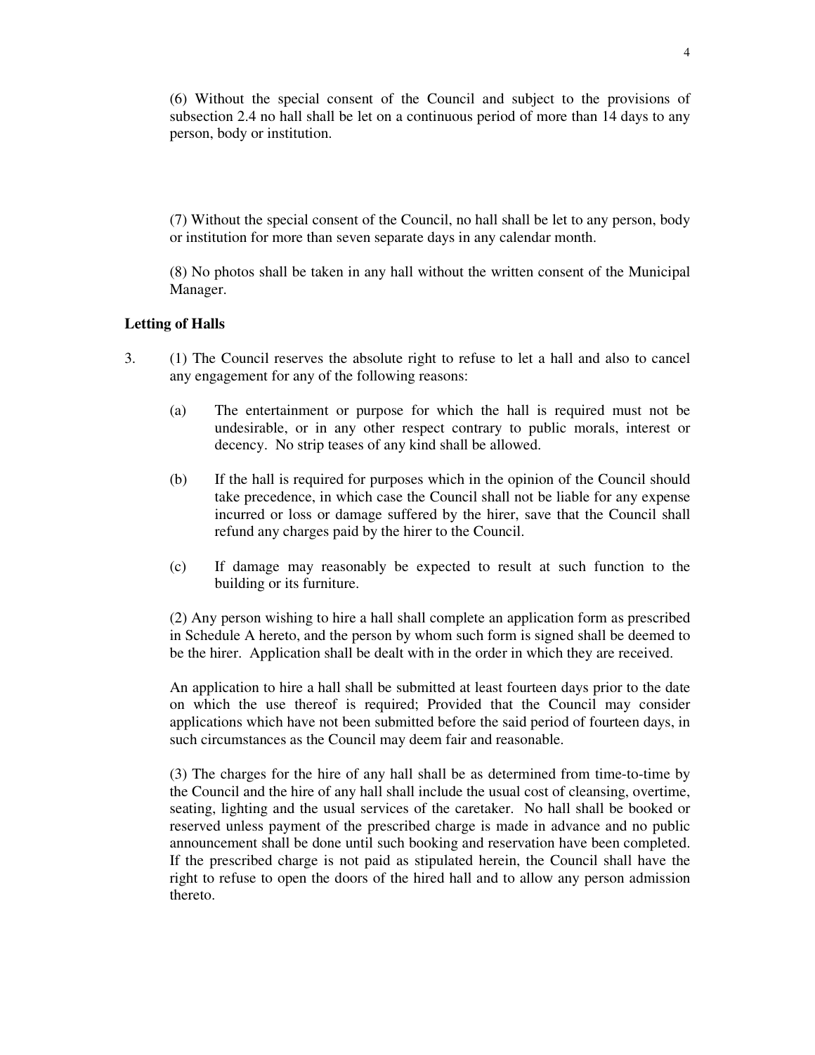(6) Without the special consent of the Council and subject to the provisions of subsection 2.4 no hall shall be let on a continuous period of more than 14 days to any person, body or institution.

(7) Without the special consent of the Council, no hall shall be let to any person, body or institution for more than seven separate days in any calendar month.

(8) No photos shall be taken in any hall without the written consent of the Municipal Manager.

**Letting of Halls**

3. (1) The Council reserves the absolute right to refuse to let a hall and also to cancel any engagement for any of the following reasons:

   (a) The entertainment or purpose for which the hall is required must not be undesirable, or in any other respect contrary to public morals, interest or decency. No strip teases of any kind shall be allowed.

   (b) If the hall is required for purposes which in the opinion of the Council should take precedence, in which case the Council shall not be liable for any expense incurred or loss or damage suffered by the hirer, save that the Council shall refund any charges paid by the hirer to the Council.

   (c) If damage may reasonably be expected to result at such function to the building or its furniture.

   (2) Any person wishing to hire a hall shall complete an application form as prescribed in Schedule A hereto, and the person by whom such form is signed shall be deemed to be the hirer. Application shall be dealt with in the order in which they are received.

   An application to hire a hall shall be submitted at least fourteen days prior to the date on which the use thereof is required; Provided that the Council may consider applications which have not been submitted before the said period of fourteen days, in such circumstances as the Council may deem fair and reasonable.

   (3) The charges for the hire of any hall shall be as determined from time-to-time by the Council and the hire of any hall shall include the usual cost of cleansing, overtime, seating, lighting and the usual services of the caretaker. No hall shall be booked or reserved unless payment of the prescribed charge is made in advance and no public announcement shall be done until such booking and reservation have been completed. If the prescribed charge is not paid as stipulated herein, the Council shall have the right to refuse to open the doors of the hired hall and to allow any person admission thereto.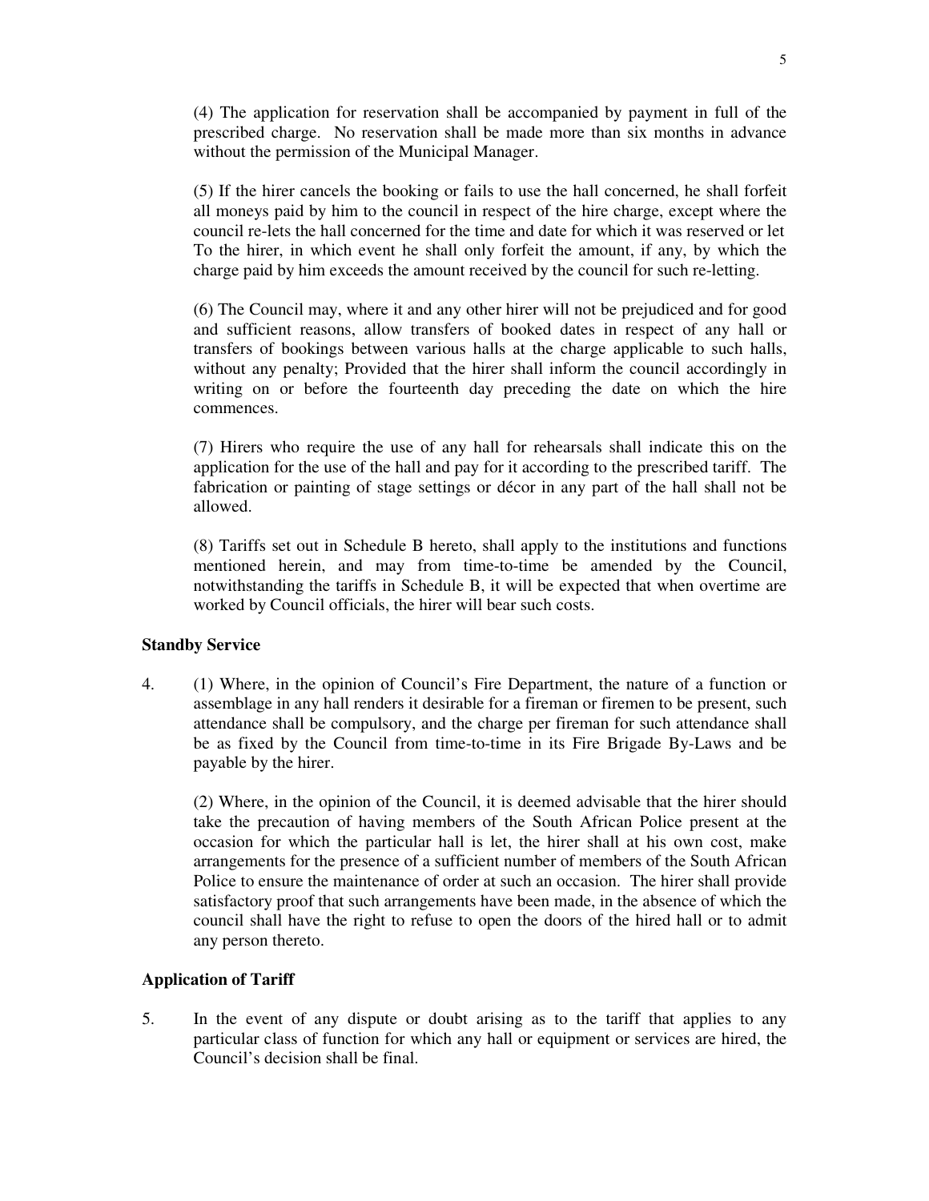(4) The application for reservation shall be accompanied by payment in full of the prescribed charge. No reservation shall be made more than six months in advance without the permission of the Municipal Manager.

(5) If the hirer cancels the booking or fails to use the hall concerned, he shall forfeit all moneys paid by him to the council in respect of the hire charge, except where the council re-lets the hall concerned for the time and date for which it was reserved or let To the hirer, in which event he shall only forfeit the amount, if any, by which the charge paid by him exceeds the amount received by the council for such re-letting.

(6) The Council may, where it and any other hirer will not be prejudiced and for good and sufficient reasons, allow transfers of booked dates in respect of any hall or transfers of bookings between various halls at the charge applicable to such halls, without any penalty; Provided that the hirer shall inform the council accordingly in writing on or before the fourteenth day preceding the date on which the hire commences.

(7) Hirers who require the use of any hall for rehearsals shall indicate this on the application for the use of the hall and pay for it according to the prescribed tariff. The fabrication or painting of stage settings or décor in any part of the hall shall not be allowed.

(8) Tariffs set out in Schedule B hereto, shall apply to the institutions and functions mentioned herein, and may from time-to-time be amended by the Council, notwithstanding the tariffs in Schedule B, it will be expected that when overtime are worked by Council officials, the hirer will bear such costs.

**Standby Service**

4. (1) Where, in the opinion of Council's Fire Department, the nature of a function or assemblage in any hall renders it desirable for a fireman or firemen to be present, such attendance shall be compulsory, and the charge per fireman for such attendance shall be as fixed by the Council from time-to-time in its Fire Brigade By-Laws and be payable by the hirer.

(2) Where, in the opinion of the Council, it is deemed advisable that the hirer should take the precaution of having members of the South African Police present at the occasion for which the particular hall is let, the hirer shall at his own cost, make arrangements for the presence of a sufficient number of members of the South African Police to ensure the maintenance of order at such an occasion. The hirer shall provide satisfactory proof that such arrangements have been made, in the absence of which the council shall have the right to refuse to open the doors of the hired hall or to admit any person thereto.

**Application of Tariff**

5. In the event of any dispute or doubt arising as to the tariff that applies to any particular class of function for which any hall or equipment or services are hired, the Council's decision shall be final.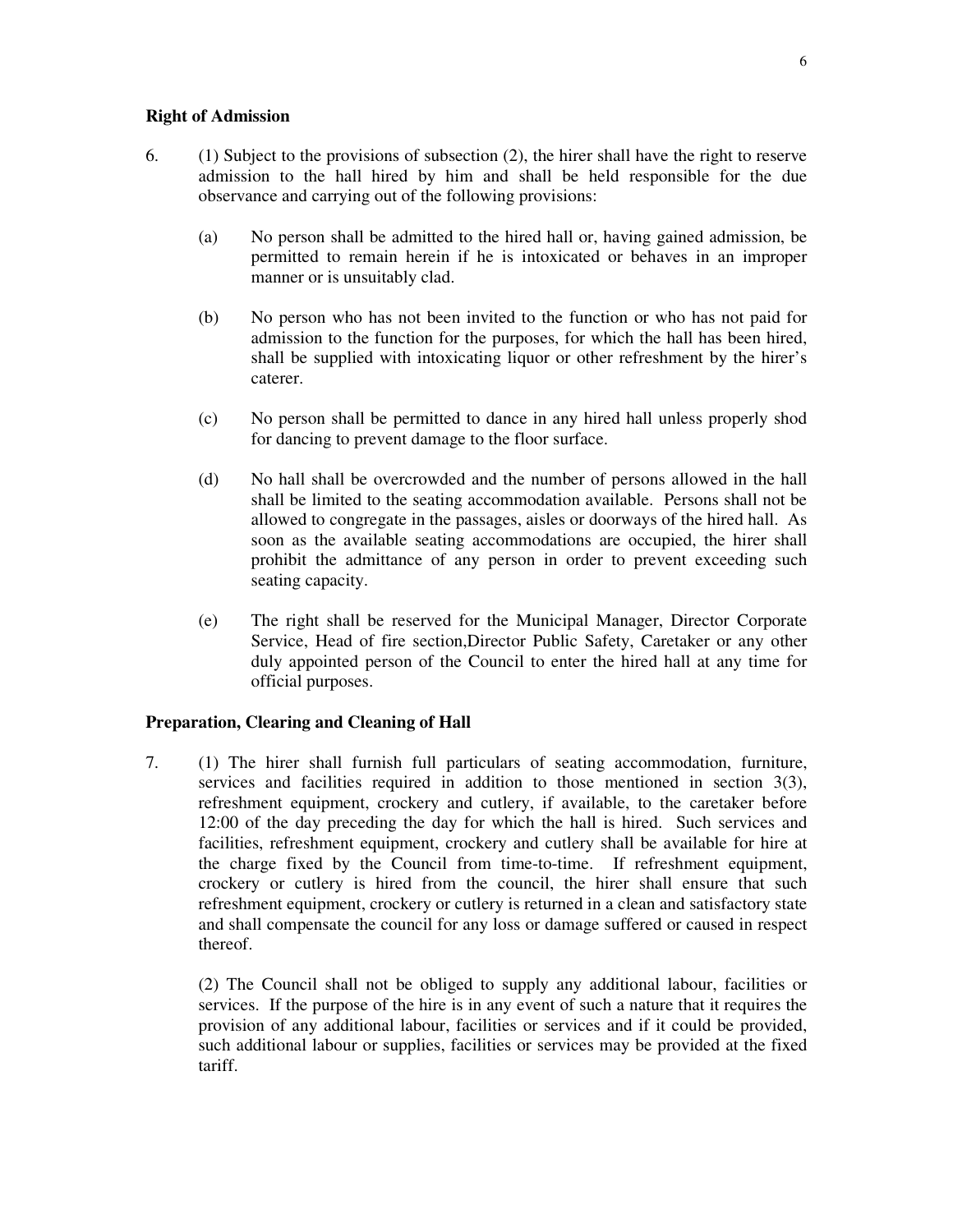**Right of Admission**

6. (1) Subject to the provisions of subsection (2), the hirer shall have the right to reserve admission to the hall hired by him and shall be held responsible for the due observance and carrying out of the following provisions:

    (a) No person shall be admitted to the hired hall or, having gained admission, be permitted to remain herein if he is intoxicated or behaves in an improper manner or is unsuitably clad.

    (b) No person who has not been invited to the function or who has not paid for admission to the function for the purposes, for which the hall has been hired, shall be supplied with intoxicating liquor or other refreshment by the hirer's caterer.

    (c) No person shall be permitted to dance in any hired hall unless properly shod for dancing to prevent damage to the floor surface.

    (d) No hall shall be overcrowded and the number of persons allowed in the hall shall be limited to the seating accommodation available. Persons shall not be allowed to congregate in the passages, aisles or doorways of the hired hall. As soon as the available seating accommodations are occupied, the hirer shall prohibit the admittance of any person in order to prevent exceeding such seating capacity.

    (e) The right shall be reserved for the Municipal Manager, Director Corporate Service, Head of fire section,Director Public Safety, Caretaker or any other duly appointed person of the Council to enter the hired hall at any time for official purposes.

**Preparation, Clearing and Cleaning of Hall**

7. (1) The hirer shall furnish full particulars of seating accommodation, furniture, services and facilities required in addition to those mentioned in section 3(3), refreshment equipment, crockery and cutlery, if available, to the caretaker before 12:00 of the day preceding the day for which the hall is hired. Such services and facilities, refreshment equipment, crockery and cutlery shall be available for hire at the charge fixed by the Council from time-to-time. If refreshment equipment, crockery or cutlery is hired from the council, the hirer shall ensure that such refreshment equipment, crockery or cutlery is returned in a clean and satisfactory state and shall compensate the council for any loss or damage suffered or caused in respect thereof.

    (2) The Council shall not be obliged to supply any additional labour, facilities or services. If the purpose of the hire is in any event of such a nature that it requires the provision of any additional labour, facilities or services and if it could be provided, such additional labour or supplies, facilities or services may be provided at the fixed tariff.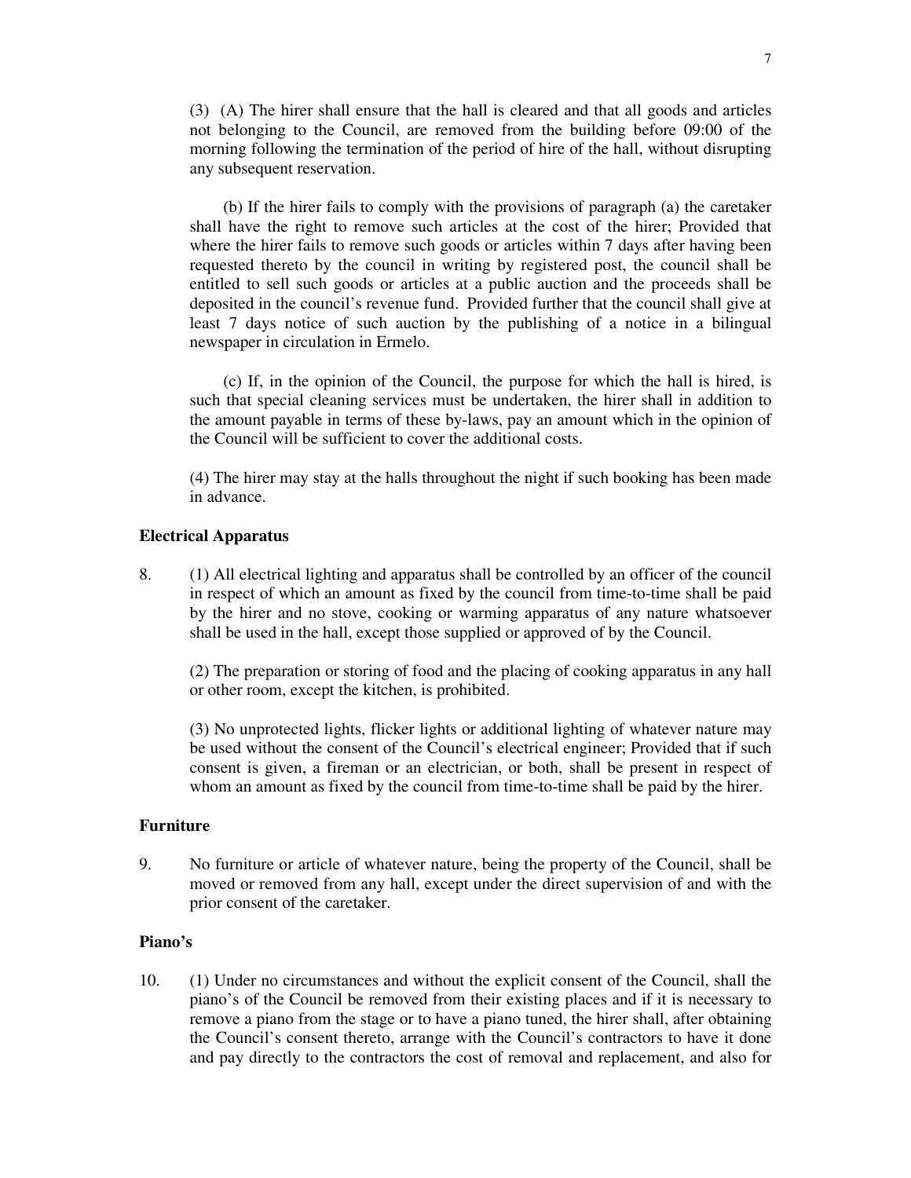(3) (A) The hirer shall ensure that the hall is cleared and that all goods and articles not belonging to the Council, are removed from the building before 09:00 of the morning following the termination of the period of hire of the hall, without disrupting any subsequent reservation.

(b) If the hirer fails to comply with the provisions of paragraph (a) the caretaker shall have the right to remove such articles at the cost of the hirer; Provided that where the hirer fails to remove such goods or articles within 7 days after having been requested thereto by the council in writing by registered post, the council shall be entitled to sell such goods or articles at a public auction and the proceeds shall be deposited in the council's revenue fund. Provided further that the council shall give at least 7 days notice of such auction by the publishing of a notice in a bilingual newspaper in circulation in Ermelo.

(c) If, in the opinion of the Council, the purpose for which the hall is hired, is such that special cleaning services must be undertaken, the hirer shall in addition to the amount payable in terms of these by-laws, pay an amount which in the opinion of the Council will be sufficient to cover the additional costs.

(4) The hirer may stay at the halls throughout the night if such booking has been made in advance.

**Electrical Apparatus**

8. (1) All electrical lighting and apparatus shall be controlled by an officer of the council in respect of which an amount as fixed by the council from time-to-time shall be paid by the hirer and no stove, cooking or warming apparatus of any nature whatsoever shall be used in the hall, except those supplied or approved of by the Council.

(2) The preparation or storing of food and the placing of cooking apparatus in any hall or other room, except the kitchen, is prohibited.

(3) No unprotected lights, flicker lights or additional lighting of whatever nature may be used without the consent of the Council's electrical engineer; Provided that if such consent is given, a fireman or an electrician, or both, shall be present in respect of whom an amount as fixed by the council from time-to-time shall be paid by the hirer.

**Furniture**

9. No furniture or article of whatever nature, being the property of the Council, shall be moved or removed from any hall, except under the direct supervision of and with the prior consent of the caretaker.

**Piano's**

10. (1) Under no circumstances and without the explicit consent of the Council, shall the piano's of the Council be removed from their existing places and if it is necessary to remove a piano from the stage or to have a piano tuned, the hirer shall, after obtaining the Council's consent thereto, arrange with the Council's contractors to have it done and pay directly to the contractors the cost of removal and replacement, and also for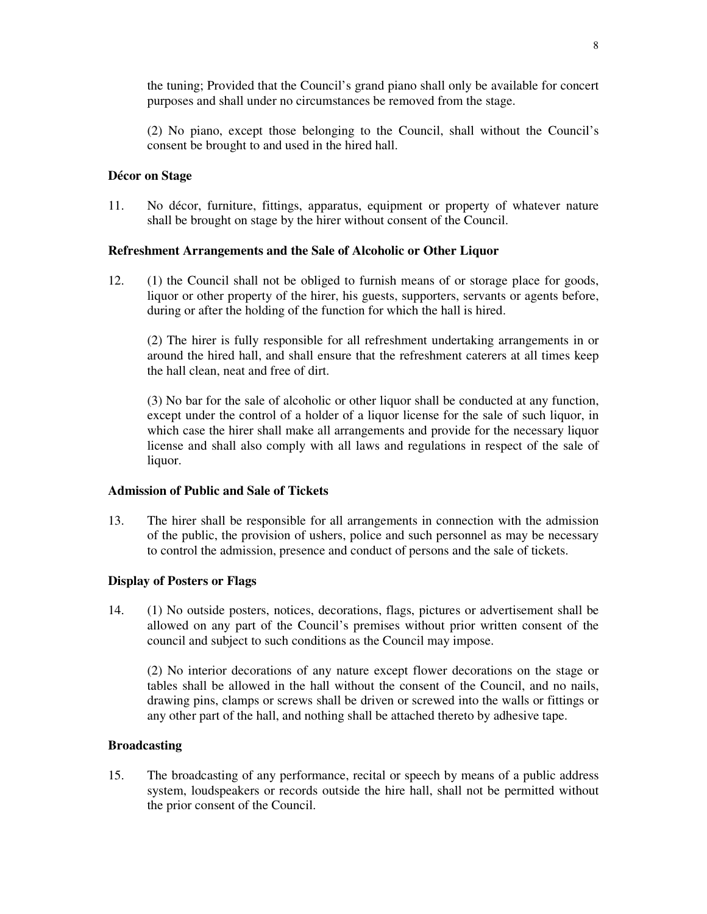the tuning; Provided that the Council's grand piano shall only be available for concert purposes and shall under no circumstances be removed from the stage.

(2) No piano, except those belonging to the Council, shall without the Council's consent be brought to and used in the hired hall.

**Décor on Stage**

11. No décor, furniture, fittings, apparatus, equipment or property of whatever nature shall be brought on stage by the hirer without consent of the Council.

**Refreshment Arrangements and the Sale of Alcoholic or Other Liquor**

12. (1) the Council shall not be obliged to furnish means of or storage place for goods, liquor or other property of the hirer, his guests, supporters, servants or agents before, during or after the holding of the function for which the hall is hired.

(2) The hirer is fully responsible for all refreshment undertaking arrangements in or around the hired hall, and shall ensure that the refreshment caterers at all times keep the hall clean, neat and free of dirt.

(3) No bar for the sale of alcoholic or other liquor shall be conducted at any function, except under the control of a holder of a liquor license for the sale of such liquor, in which case the hirer shall make all arrangements and provide for the necessary liquor license and shall also comply with all laws and regulations in respect of the sale of liquor.

**Admission of Public and Sale of Tickets**

13. The hirer shall be responsible for all arrangements in connection with the admission of the public, the provision of ushers, police and such personnel as may be necessary to control the admission, presence and conduct of persons and the sale of tickets.

**Display of Posters or Flags**

14. (1) No outside posters, notices, decorations, flags, pictures or advertisement shall be allowed on any part of the Council's premises without prior written consent of the council and subject to such conditions as the Council may impose.

(2) No interior decorations of any nature except flower decorations on the stage or tables shall be allowed in the hall without the consent of the Council, and no nails, drawing pins, clamps or screws shall be driven or screwed into the walls or fittings or any other part of the hall, and nothing shall be attached thereto by adhesive tape.

**Broadcasting**

15. The broadcasting of any performance, recital or speech by means of a public address system, loudspeakers or records outside the hire hall, shall not be permitted without the prior consent of the Council.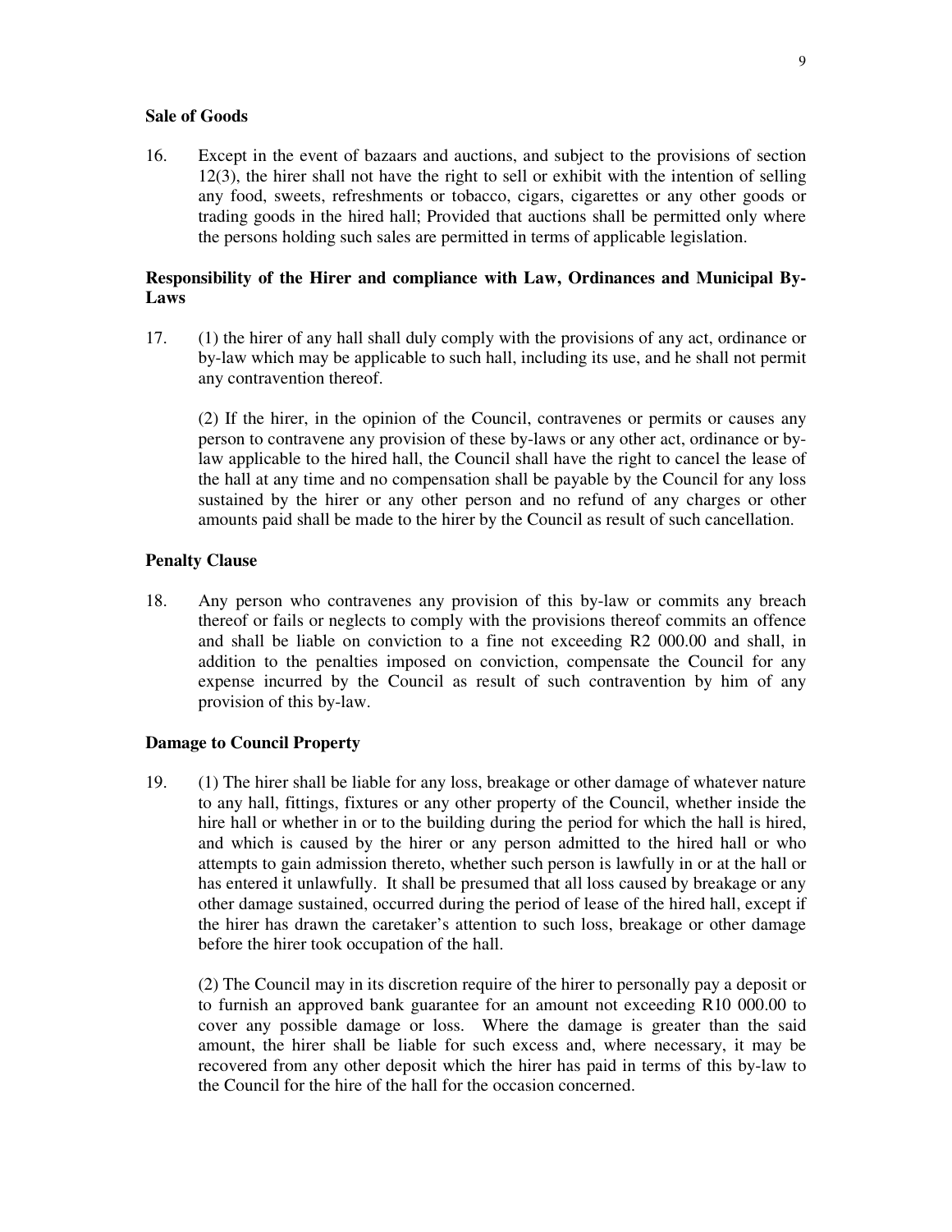**Sale of Goods**

16. Except in the event of bazaars and auctions, and subject to the provisions of section 12(3), the hirer shall not have the right to sell or exhibit with the intention of selling any food, sweets, refreshments or tobacco, cigars, cigarettes or any other goods or trading goods in the hired hall; Provided that auctions shall be permitted only where the persons holding such sales are permitted in terms of applicable legislation.

**Responsibility of the Hirer and compliance with Law, Ordinances and Municipal By-Laws**

17. (1) the hirer of any hall shall duly comply with the provisions of any act, ordinance or by-law which may be applicable to such hall, including its use, and he shall not permit any contravention thereof.

    (2) If the hirer, in the opinion of the Council, contravenes or permits or causes any person to contravene any provision of these by-laws or any other act, ordinance or by-law applicable to the hired hall, the Council shall have the right to cancel the lease of the hall at any time and no compensation shall be payable by the Council for any loss sustained by the hirer or any other person and no refund of any charges or other amounts paid shall be made to the hirer by the Council as result of such cancellation.

**Penalty Clause**

18. Any person who contravenes any provision of this by-law or commits any breach thereof or fails or neglects to comply with the provisions thereof commits an offence and shall be liable on conviction to a fine not exceeding R2 000.00 and shall, in addition to the penalties imposed on conviction, compensate the Council for any expense incurred by the Council as result of such contravention by him of any provision of this by-law.

**Damage to Council Property**

19. (1) The hirer shall be liable for any loss, breakage or other damage of whatever nature to any hall, fittings, fixtures or any other property of the Council, whether inside the hire hall or whether in or to the building during the period for which the hall is hired, and which is caused by the hirer or any person admitted to the hired hall or who attempts to gain admission thereto, whether such person is lawfully in or at the hall or has entered it unlawfully. It shall be presumed that all loss caused by breakage or any other damage sustained, occurred during the period of lease of the hired hall, except if the hirer has drawn the caretaker's attention to such loss, breakage or other damage before the hirer took occupation of the hall.

    (2) The Council may in its discretion require of the hirer to personally pay a deposit or to furnish an approved bank guarantee for an amount not exceeding R10 000.00 to cover any possible damage or loss. Where the damage is greater than the said amount, the hirer shall be liable for such excess and, where necessary, it may be recovered from any other deposit which the hirer has paid in terms of this by-law to the Council for the hire of the hall for the occasion concerned.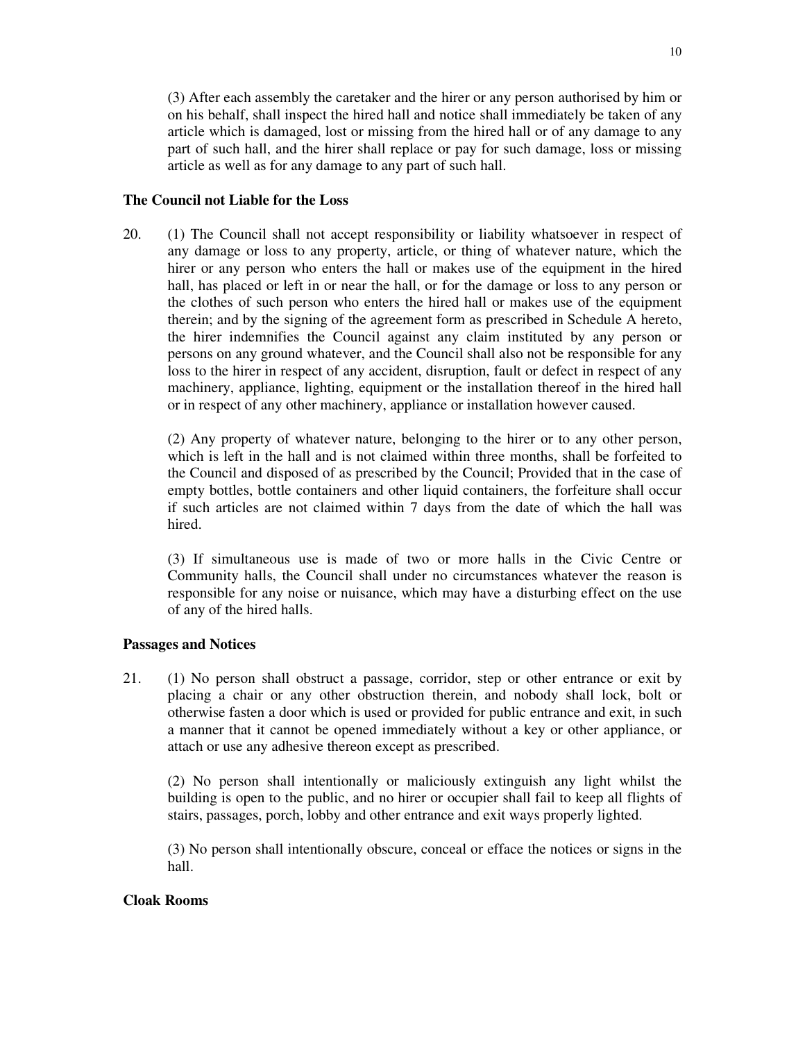(3) After each assembly the caretaker and the hirer or any person authorised by him or on his behalf, shall inspect the hired hall and notice shall immediately be taken of any article which is damaged, lost or missing from the hired hall or of any damage to any part of such hall, and the hirer shall replace or pay for such damage, loss or missing article as well as for any damage to any part of such hall.

**The Council not Liable for the Loss**

20. (1) The Council shall not accept responsibility or liability whatsoever in respect of any damage or loss to any property, article, or thing of whatever nature, which the hirer or any person who enters the hall or makes use of the equipment in the hired hall, has placed or left in or near the hall, or for the damage or loss to any person or the clothes of such person who enters the hired hall or makes use of the equipment therein; and by the signing of the agreement form as prescribed in Schedule A hereto, the hirer indemnifies the Council against any claim instituted by any person or persons on any ground whatever, and the Council shall also not be responsible for any loss to the hirer in respect of any accident, disruption, fault or defect in respect of any machinery, appliance, lighting, equipment or the installation thereof in the hired hall or in respect of any other machinery, appliance or installation however caused.

(2) Any property of whatever nature, belonging to the hirer or to any other person, which is left in the hall and is not claimed within three months, shall be forfeited to the Council and disposed of as prescribed by the Council; Provided that in the case of empty bottles, bottle containers and other liquid containers, the forfeiture shall occur if such articles are not claimed within 7 days from the date of which the hall was hired.

(3) If simultaneous use is made of two or more halls in the Civic Centre or Community halls, the Council shall under no circumstances whatever the reason is responsible for any noise or nuisance, which may have a disturbing effect on the use of any of the hired halls.

**Passages and Notices**

21. (1) No person shall obstruct a passage, corridor, step or other entrance or exit by placing a chair or any other obstruction therein, and nobody shall lock, bolt or otherwise fasten a door which is used or provided for public entrance and exit, in such a manner that it cannot be opened immediately without a key or other appliance, or attach or use any adhesive thereon except as prescribed.

(2) No person shall intentionally or maliciously extinguish any light whilst the building is open to the public, and no hirer or occupier shall fail to keep all flights of stairs, passages, porch, lobby and other entrance and exit ways properly lighted.

(3) No person shall intentionally obscure, conceal or efface the notices or signs in the hall.

**Cloak Rooms**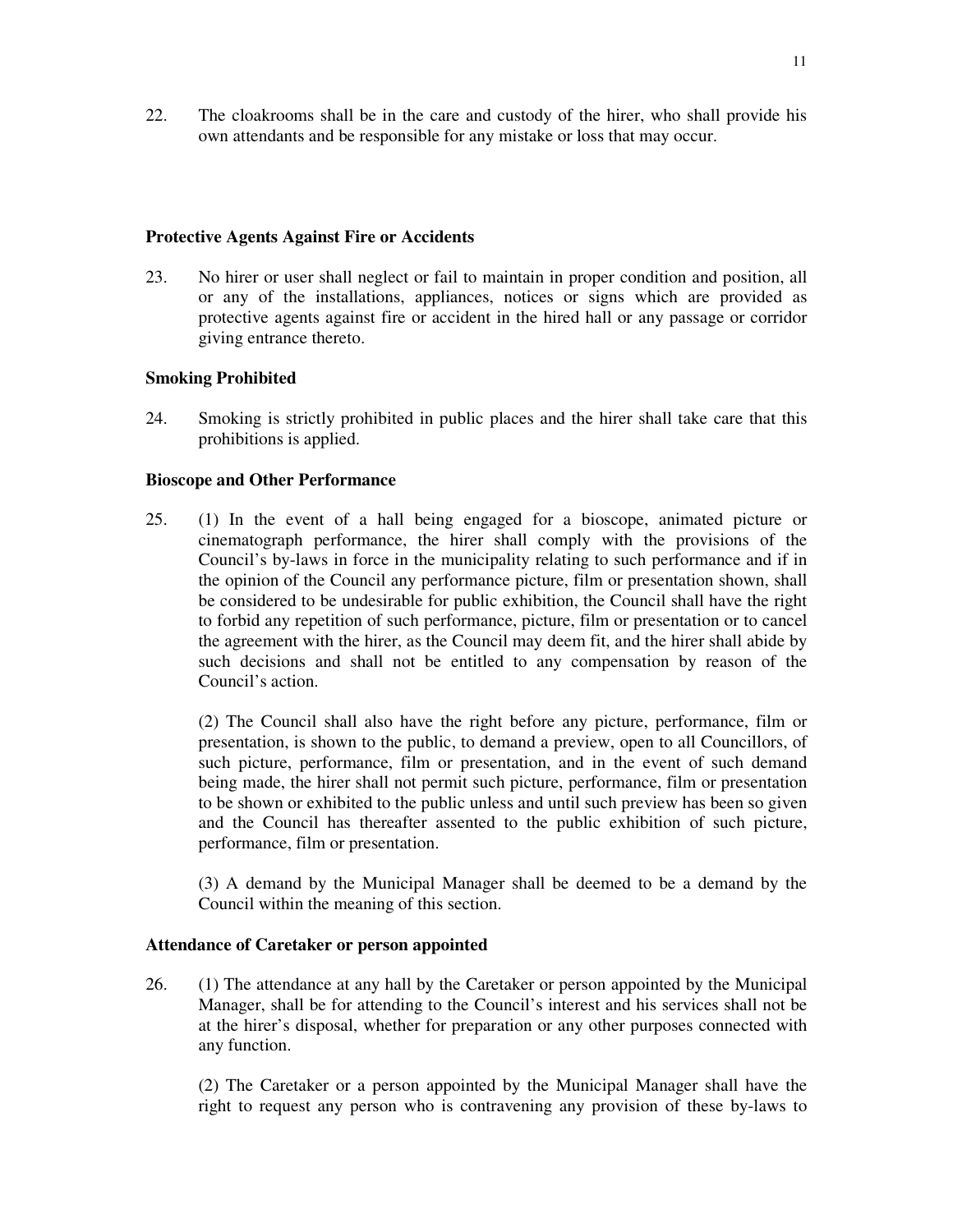22. The cloakrooms shall be in the care and custody of the hirer, who shall provide his own attendants and be responsible for any mistake or loss that may occur.

**Protective Agents Against Fire or Accidents**

23. No hirer or user shall neglect or fail to maintain in proper condition and position, all or any of the installations, appliances, notices or signs which are provided as protective agents against fire or accident in the hired hall or any passage or corridor giving entrance thereto.

**Smoking Prohibited**

24. Smoking is strictly prohibited in public places and the hirer shall take care that this prohibitions is applied.

**Bioscope and Other Performance**

25. (1) In the event of a hall being engaged for a bioscope, animated picture or cinematograph performance, the hirer shall comply with the provisions of the Council's by-laws in force in the municipality relating to such performance and if in the opinion of the Council any performance picture, film or presentation shown, shall be considered to be undesirable for public exhibition, the Council shall have the right to forbid any repetition of such performance, picture, film or presentation or to cancel the agreement with the hirer, as the Council may deem fit, and the hirer shall abide by such decisions and shall not be entitled to any compensation by reason of the Council's action.

(2) The Council shall also have the right before any picture, performance, film or presentation, is shown to the public, to demand a preview, open to all Councillors, of such picture, performance, film or presentation, and in the event of such demand being made, the hirer shall not permit such picture, performance, film or presentation to be shown or exhibited to the public unless and until such preview has been so given and the Council has thereafter assented to the public exhibition of such picture, performance, film or presentation.

(3) A demand by the Municipal Manager shall be deemed to be a demand by the Council within the meaning of this section.

**Attendance of Caretaker or person appointed**

26. (1) The attendance at any hall by the Caretaker or person appointed by the Municipal Manager, shall be for attending to the Council's interest and his services shall not be at the hirer's disposal, whether for preparation or any other purposes connected with any function.

(2) The Caretaker or a person appointed by the Municipal Manager shall have the right to request any person who is contravening any provision of these by-laws to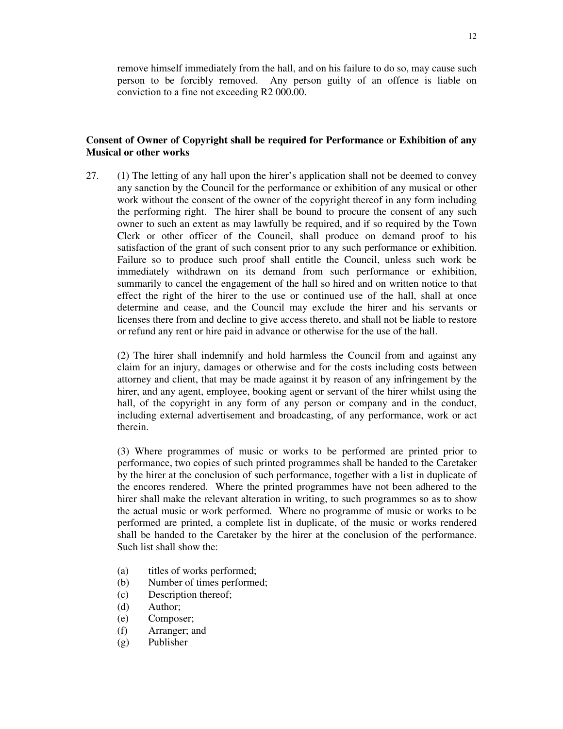remove himself immediately from the hall, and on his failure to do so, may cause such person to be forcibly removed. Any person guilty of an offence is liable on conviction to a fine not exceeding R2 000.00.

**Consent of Owner of Copyright shall be required for Performance or Exhibition of any Musical or other works**

27. (1) The letting of any hall upon the hirer's application shall not be deemed to convey any sanction by the Council for the performance or exhibition of any musical or other work without the consent of the owner of the copyright thereof in any form including the performing right. The hirer shall be bound to procure the consent of any such owner to such an extent as may lawfully be required, and if so required by the Town Clerk or other officer of the Council, shall produce on demand proof to his satisfaction of the grant of such consent prior to any such performance or exhibition. Failure so to produce such proof shall entitle the Council, unless such work be immediately withdrawn on its demand from such performance or exhibition, summarily to cancel the engagement of the hall so hired and on written notice to that effect the right of the hirer to the use or continued use of the hall, shall at once determine and cease, and the Council may exclude the hirer and his servants or licenses there from and decline to give access thereto, and shall not be liable to restore or refund any rent or hire paid in advance or otherwise for the use of the hall.

(2) The hirer shall indemnify and hold harmless the Council from and against any claim for an injury, damages or otherwise and for the costs including costs between attorney and client, that may be made against it by reason of any infringement by the hirer, and any agent, employee, booking agent or servant of the hirer whilst using the hall, of the copyright in any form of any person or company and in the conduct, including external advertisement and broadcasting, of any performance, work or act therein.

(3) Where programmes of music or works to be performed are printed prior to performance, two copies of such printed programmes shall be handed to the Caretaker by the hirer at the conclusion of such performance, together with a list in duplicate of the encores rendered. Where the printed programmes have not been adhered to the hirer shall make the relevant alteration in writing, to such programmes so as to show the actual music or work performed. Where no programme of music or works to be performed are printed, a complete list in duplicate, of the music or works rendered shall be handed to the Caretaker by the hirer at the conclusion of the performance. Such list shall show the:

(a) titles of works performed;
(b) Number of times performed;
(c) Description thereof;
(d) Author;
(e) Composer;
(f) Arranger; and
(g) Publisher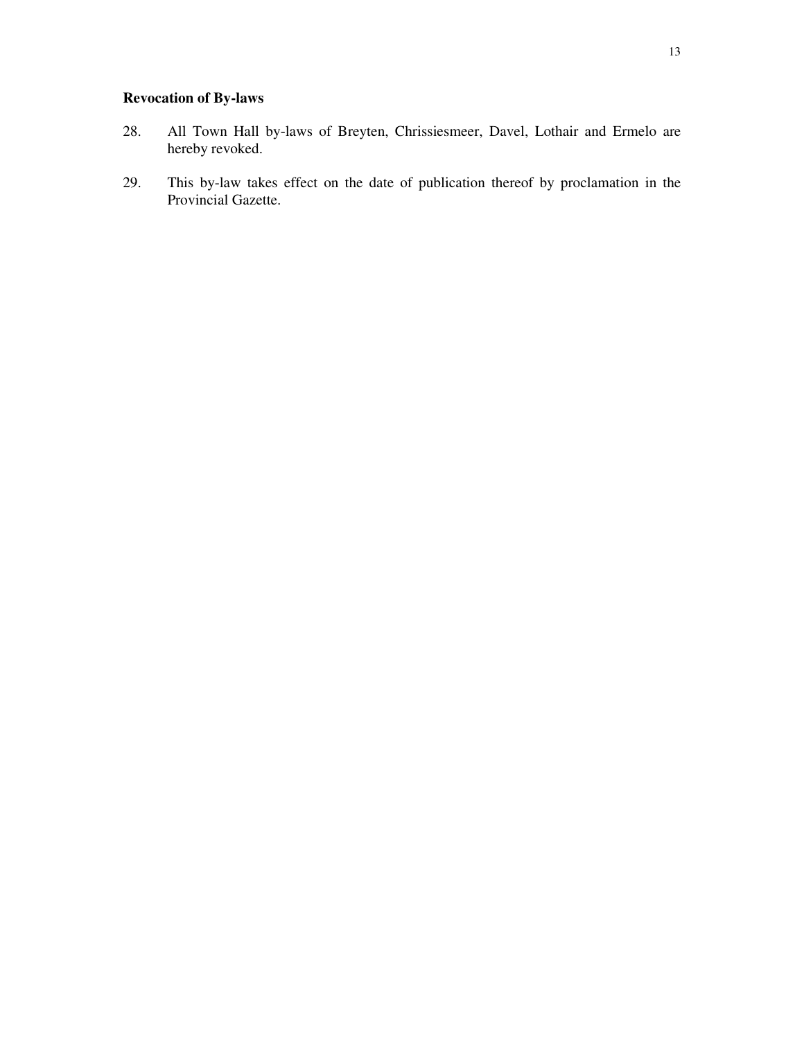**Revocation of By-laws**

28. All Town Hall by-laws of Breyten, Chrissiesmeer, Davel, Lothair and Ermelo are hereby revoked.

29. This by-law takes effect on the date of publication thereof by proclamation in the Provincial Gazette.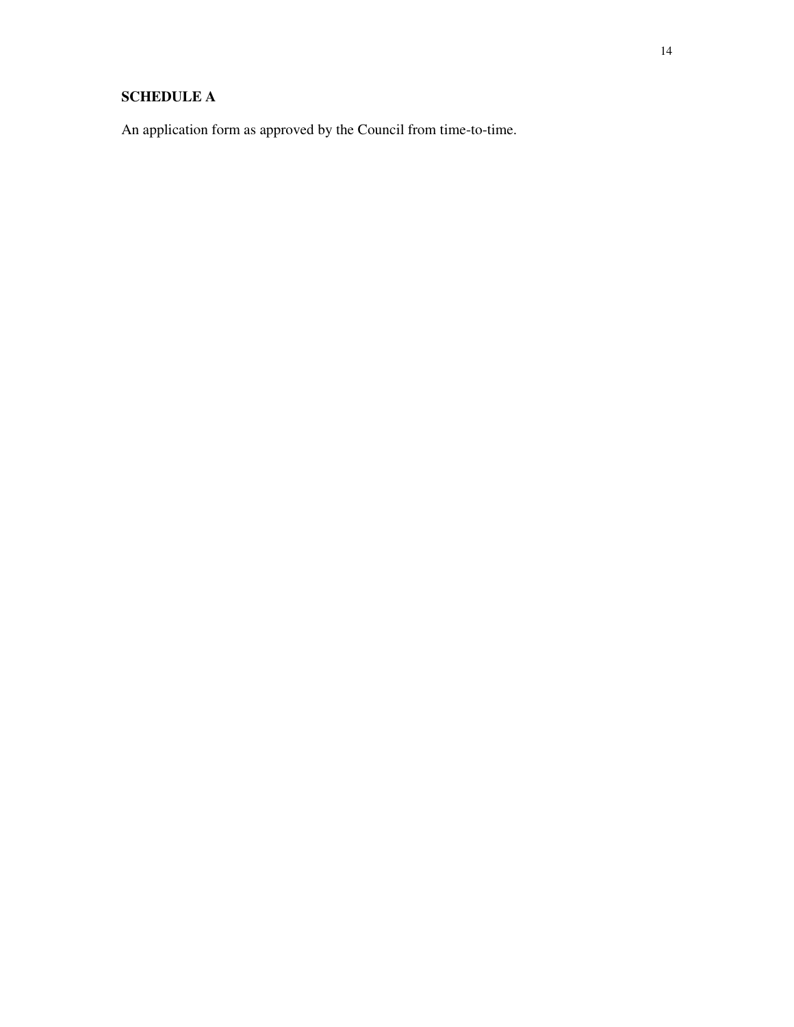## SCHEDULE A

An application form as approved by the Council from time-to-time.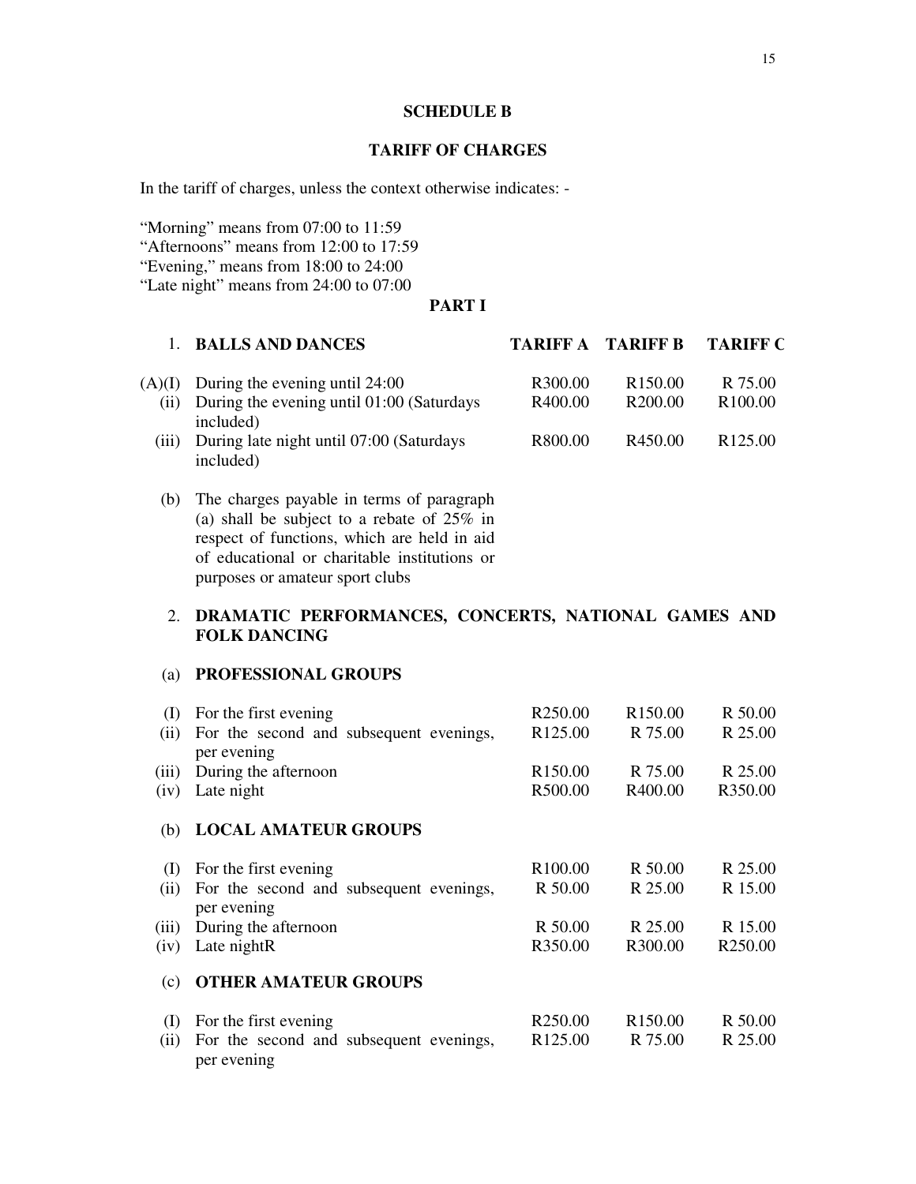**SCHEDULE B**

**TARIFF OF CHARGES**

In the tariff of charges, unless the context otherwise indicates: -

"Morning" means from 07:00 to 11:59
"Afternoons" means from 12:00 to 17:59
"Evening," means from 18:00 to 24:00
"Late night" means from 24:00 to 07:00

**PART I**

| | | TARIFF A | TARIFF B | TARIFF C |
|---|---|---|---|---|
| 1. | **BALLS AND DANCES** | | | |
| (A)(I) | During the evening until 24:00 | R300.00 | R150.00 | R 75.00 |
| (ii) | During the evening until 01:00 (Saturdays included) | R400.00 | R200.00 | R100.00 |
| (iii) | During late night until 07:00 (Saturdays included) | R800.00 | R450.00 | R125.00 |
| (b) | The charges payable in terms of paragraph (a) shall be subject to a rebate of 25% in respect of functions, which are held in aid of educational or charitable institutions or purposes or amateur sport clubs | | | |
| 2. | **DRAMATIC PERFORMANCES, CONCERTS, NATIONAL GAMES AND FOLK DANCING** | | | |
| (a) | **PROFESSIONAL GROUPS** | | | |
| (I) | For the first evening | R250.00 | R150.00 | R 50.00 |
| (ii) | For the second and subsequent evenings, per evening | R125.00 | R 75.00 | R 25.00 |
| (iii) | During the afternoon | R150.00 | R 75.00 | R 25.00 |
| (iv) | Late night | R500.00 | R400.00 | R350.00 |
| (b) | **LOCAL AMATEUR GROUPS** | | | |
| (I) | For the first evening | R100.00 | R 50.00 | R 25.00 |
| (ii) | For the second and subsequent evenings, per evening | R 50.00 | R 25.00 | R 15.00 |
| (iii) | During the afternoon | R 50.00 | R 25.00 | R 15.00 |
| (iv) | Late nightR | R350.00 | R300.00 | R250.00 |
| (c) | **OTHER AMATEUR GROUPS** | | | |
| (I) | For the first evening | R250.00 | R150.00 | R 50.00 |
| (ii) | For the second and subsequent evenings, per evening | R125.00 | R 75.00 | R 25.00 |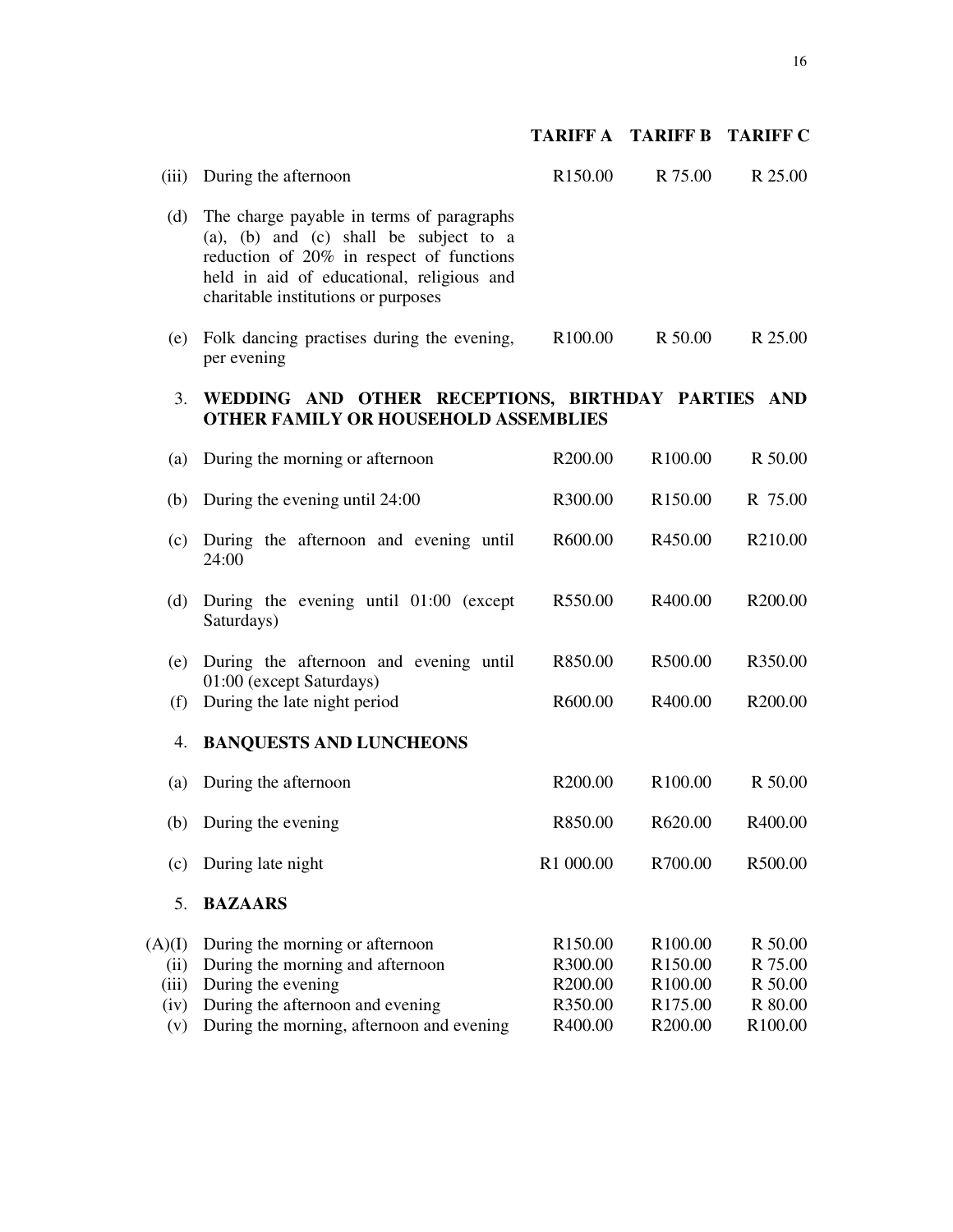| | | TARIFF A | TARIFF B | TARIFF C |
|---|---|---|---|---|
| (iii) | During the afternoon | R150.00 | R 75.00 | R 25.00 |
| (d) | The charge payable in terms of paragraphs (a), (b) and (c) shall be subject to a reduction of 20% in respect of functions held in aid of educational, religious and charitable institutions or purposes | | | |
| (e) | Folk dancing practises during the evening, per evening | R100.00 | R 50.00 | R 25.00 |
| 3. | **WEDDING AND OTHER RECEPTIONS, BIRTHDAY PARTIES AND OTHER FAMILY OR HOUSEHOLD ASSEMBLIES** | | | |
| (a) | During the morning or afternoon | R200.00 | R100.00 | R 50.00 |
| (b) | During the evening until 24:00 | R300.00 | R150.00 | R 75.00 |
| (c) | During the afternoon and evening until 24:00 | R600.00 | R450.00 | R210.00 |
| (d) | During the evening until 01:00 (except Saturdays) | R550.00 | R400.00 | R200.00 |
| (e) | During the afternoon and evening until 01:00 (except Saturdays) | R850.00 | R500.00 | R350.00 |
| (f) | During the late night period | R600.00 | R400.00 | R200.00 |
| 4. | **BANQUESTS AND LUNCHEONS** | | | |
| (a) | During the afternoon | R200.00 | R100.00 | R 50.00 |
| (b) | During the evening | R850.00 | R620.00 | R400.00 |
| (c) | During late night | R1 000.00 | R700.00 | R500.00 |
| 5. | **BAZAARS** | | | |
| (A)(I) | During the morning or afternoon | R150.00 | R100.00 | R 50.00 |
| (ii) | During the morning and afternoon | R300.00 | R150.00 | R 75.00 |
| (iii) | During the evening | R200.00 | R100.00 | R 50.00 |
| (iv) | During the afternoon and evening | R350.00 | R175.00 | R 80.00 |
| (v) | During the morning, afternoon and evening | R400.00 | R200.00 | R100.00 |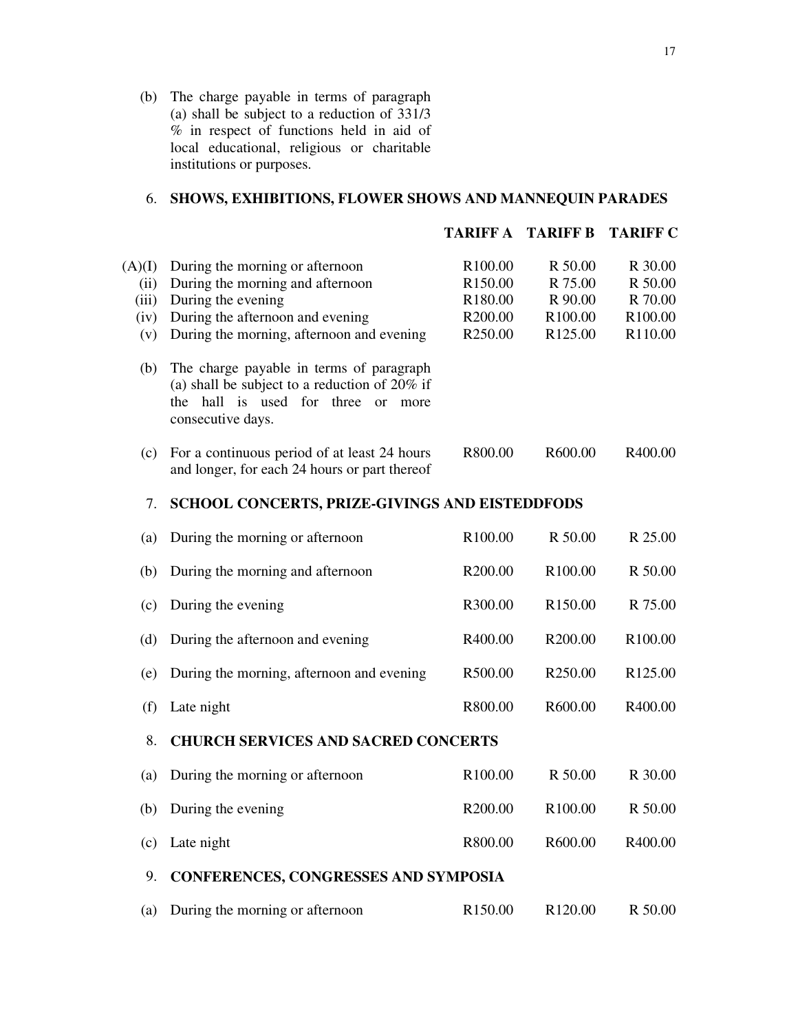(b) The charge payable in terms of paragraph (a) shall be subject to a reduction of 331/3 % in respect of functions held in aid of local educational, religious or charitable institutions or purposes.

6. **SHOWS, EXHIBITIONS, FLOWER SHOWS AND MANNEQUIN PARADES**

| | | TARIFF A | TARIFF B | TARIFF C |
|---|---|---|---|---|
| (A)(I) | During the morning or afternoon | R100.00 | R 50.00 | R 30.00 |
| (ii) | During the morning and afternoon | R150.00 | R 75.00 | R 50.00 |
| (iii) | During the evening | R180.00 | R 90.00 | R 70.00 |
| (iv) | During the afternoon and evening | R200.00 | R100.00 | R100.00 |
| (v) | During the morning, afternoon and evening | R250.00 | R125.00 | R110.00 |
| (b) | The charge payable in terms of paragraph (a) shall be subject to a reduction of 20% if the hall is used for three or more consecutive days. | | | |
| (c) | For a continuous period of at least 24 hours and longer, for each 24 hours or part thereof | R800.00 | R600.00 | R400.00 |

7. **SCHOOL CONCERTS, PRIZE-GIVINGS AND EISTEDDFODS**

| | | TARIFF A | TARIFF B | TARIFF C |
|---|---|---|---|---|
| (a) | During the morning or afternoon | R100.00 | R 50.00 | R 25.00 |
| (b) | During the morning and afternoon | R200.00 | R100.00 | R 50.00 |
| (c) | During the evening | R300.00 | R150.00 | R 75.00 |
| (d) | During the afternoon and evening | R400.00 | R200.00 | R100.00 |
| (e) | During the morning, afternoon and evening | R500.00 | R250.00 | R125.00 |
| (f) | Late night | R800.00 | R600.00 | R400.00 |

8. **CHURCH SERVICES AND SACRED CONCERTS**

| | | TARIFF A | TARIFF B | TARIFF C |
|---|---|---|---|---|
| (a) | During the morning or afternoon | R100.00 | R 50.00 | R 30.00 |
| (b) | During the evening | R200.00 | R100.00 | R 50.00 |
| (c) | Late night | R800.00 | R600.00 | R400.00 |

9. **CONFERENCES, CONGRESSES AND SYMPOSIA**

| | | TARIFF A | TARIFF B | TARIFF C |
|---|---|---|---|---|
| (a) | During the morning or afternoon | R150.00 | R120.00 | R 50.00 |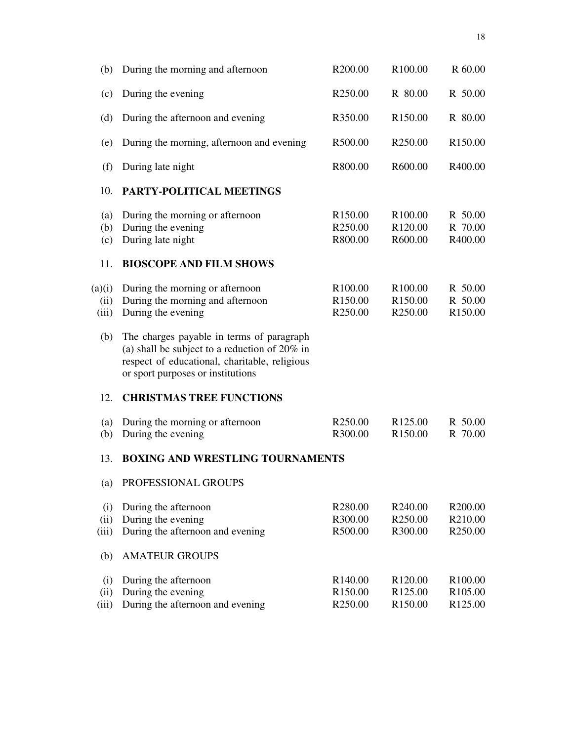| | | | | |
|---|---|---|---|---|
| (b) | During the morning and afternoon | R200.00 | R100.00 | R 60.00 |
| (c) | During the evening | R250.00 | R 80.00 | R 50.00 |
| (d) | During the afternoon and evening | R350.00 | R150.00 | R 80.00 |
| (e) | During the morning, afternoon and evening | R500.00 | R250.00 | R150.00 |
| (f) | During late night | R800.00 | R600.00 | R400.00 |
| 10. | **PARTY-POLITICAL MEETINGS** | | | |
| (a) | During the morning or afternoon | R150.00 | R100.00 | R 50.00 |
| (b) | During the evening | R250.00 | R120.00 | R 70.00 |
| (c) | During late night | R800.00 | R600.00 | R400.00 |
| 11. | **BIOSCOPE AND FILM SHOWS** | | | |
| (a)(i) | During the morning or afternoon | R100.00 | R100.00 | R 50.00 |
| (ii) | During the morning and afternoon | R150.00 | R150.00 | R 50.00 |
| (iii) | During the evening | R250.00 | R250.00 | R150.00 |
| (b) | The charges payable in terms of paragraph (a) shall be subject to a reduction of 20% in respect of educational, charitable, religious or sport purposes or institutions | | | |
| 12. | **CHRISTMAS TREE FUNCTIONS** | | | |
| (a) | During the morning or afternoon | R250.00 | R125.00 | R 50.00 |
| (b) | During the evening | R300.00 | R150.00 | R 70.00 |
| 13. | **BOXING AND WRESTLING TOURNAMENTS** | | | |
| (a) | PROFESSIONAL GROUPS | | | |
| (i) | During the afternoon | R280.00 | R240.00 | R200.00 |
| (ii) | During the evening | R300.00 | R250.00 | R210.00 |
| (iii) | During the afternoon and evening | R500.00 | R300.00 | R250.00 |
| (b) | AMATEUR GROUPS | | | |
| (i) | During the afternoon | R140.00 | R120.00 | R100.00 |
| (ii) | During the evening | R150.00 | R125.00 | R105.00 |
| (iii) | During the afternoon and evening | R250.00 | R150.00 | R125.00 |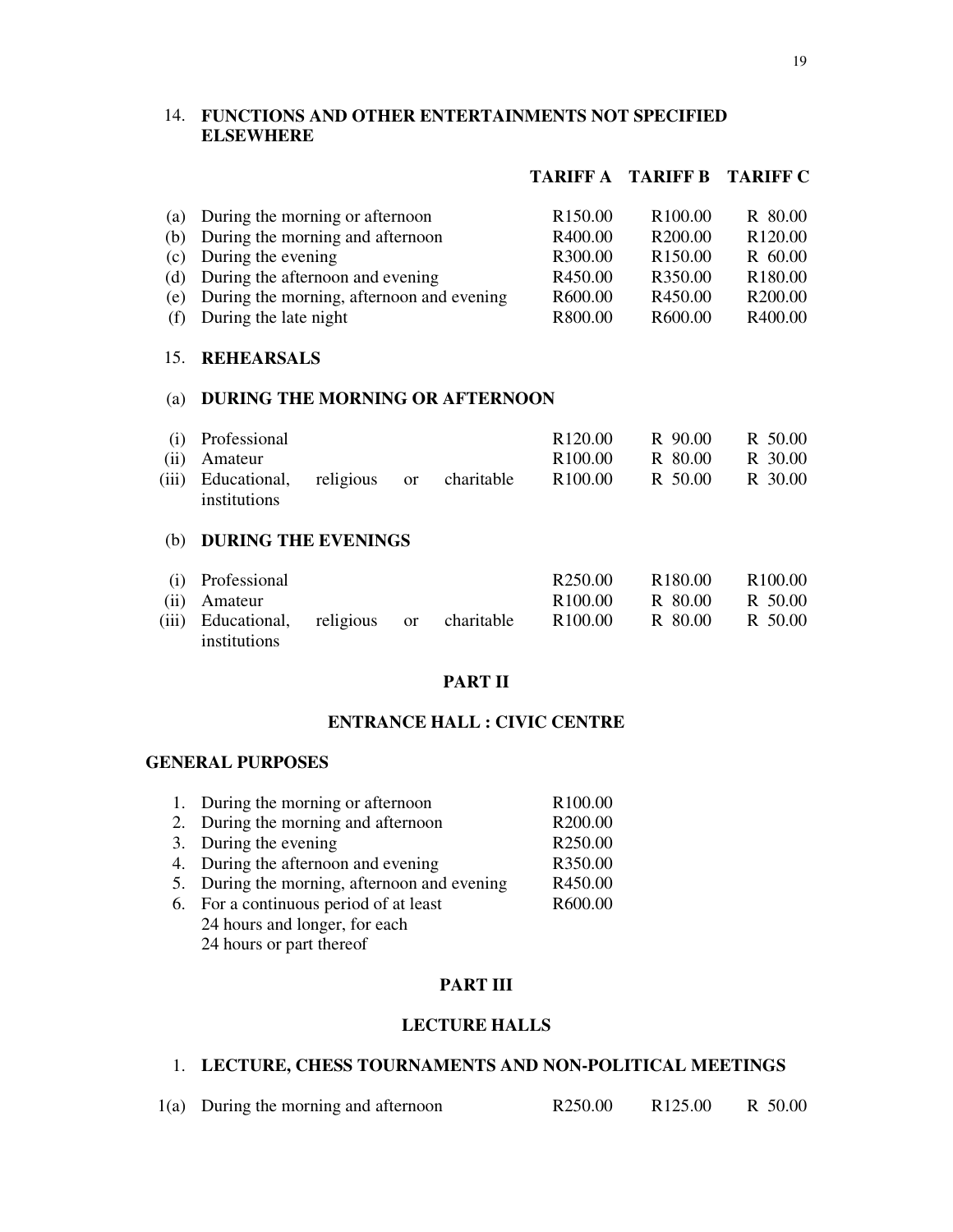### 14. FUNCTIONS AND OTHER ENTERTAINMENTS NOT SPECIFIED ELSEWHERE

| | | TARIFF A | TARIFF B | TARIFF C |
|---|---|---|---|---|
| (a) | During the morning or afternoon | R150.00 | R100.00 | R 80.00 |
| (b) | During the morning and afternoon | R400.00 | R200.00 | R120.00 |
| (c) | During the evening | R300.00 | R150.00 | R 60.00 |
| (d) | During the afternoon and evening | R450.00 | R350.00 | R180.00 |
| (e) | During the morning, afternoon and evening | R600.00 | R450.00 | R200.00 |
| (f) | During the late night | R800.00 | R600.00 | R400.00 |

### 15. REHEARSALS

#### (a) DURING THE MORNING OR AFTERNOON

| | | TARIFF A | TARIFF B | TARIFF C |
|---|---|---|---|---|
| (i) | Professional | R120.00 | R 90.00 | R 50.00 |
| (ii) | Amateur | R100.00 | R 80.00 | R 30.00 |
| (iii) | Educational, religious or charitable institutions | R100.00 | R 50.00 | R 30.00 |

#### (b) DURING THE EVENINGS

| | | TARIFF A | TARIFF B | TARIFF C |
|---|---|---|---|---|
| (i) | Professional | R250.00 | R180.00 | R100.00 |
| (ii) | Amateur | R100.00 | R 80.00 | R 50.00 |
| (iii) | Educational, religious or charitable institutions | R100.00 | R 80.00 | R 50.00 |

## PART II

## ENTRANCE HALL : CIVIC CENTRE

### GENERAL PURPOSES

| | | |
|---|---|---|
| 1. | During the morning or afternoon | R100.00 |
| 2. | During the morning and afternoon | R200.00 |
| 3. | During the evening | R250.00 |
| 4. | During the afternoon and evening | R350.00 |
| 5. | During the morning, afternoon and evening | R450.00 |
| 6. | For a continuous period of at least 24 hours and longer, for each 24 hours or part thereof | R600.00 |

## PART III

## LECTURE HALLS

### 1. LECTURE, CHESS TOURNAMENTS AND NON-POLITICAL MEETINGS

| | | | | |
|---|---|---|---|---|
| 1(a) | During the morning and afternoon | R250.00 | R125.00 | R 50.00 |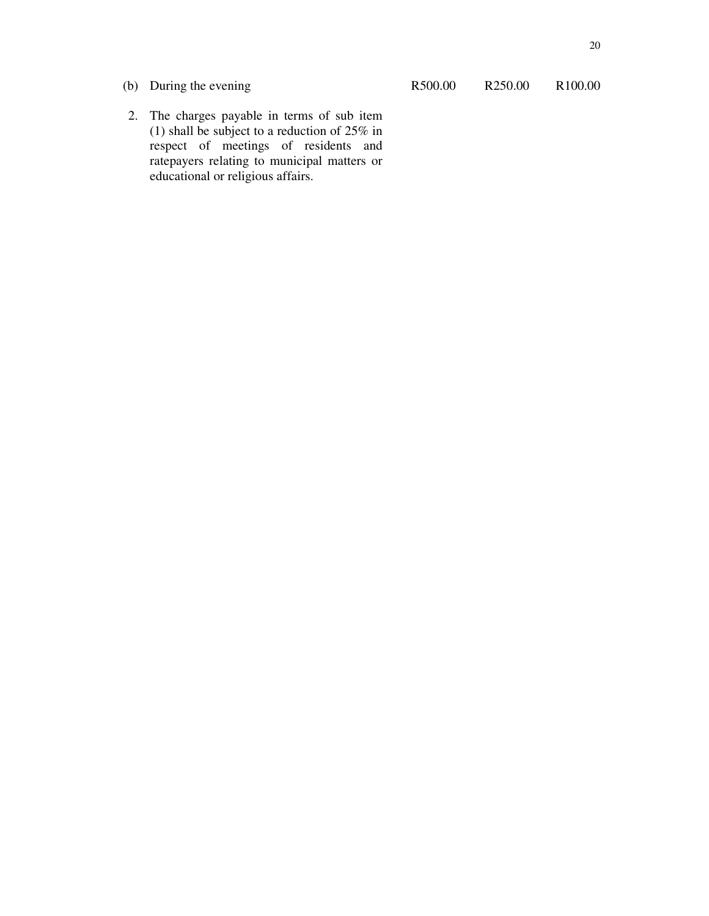| | | | | |
|---|---|---|---|---|
| (b) | During the evening | R500.00 | R250.00 | R100.00 |

2. The charges payable in terms of sub item (1) shall be subject to a reduction of 25% in respect of meetings of residents and ratepayers relating to municipal matters or educational or religious affairs.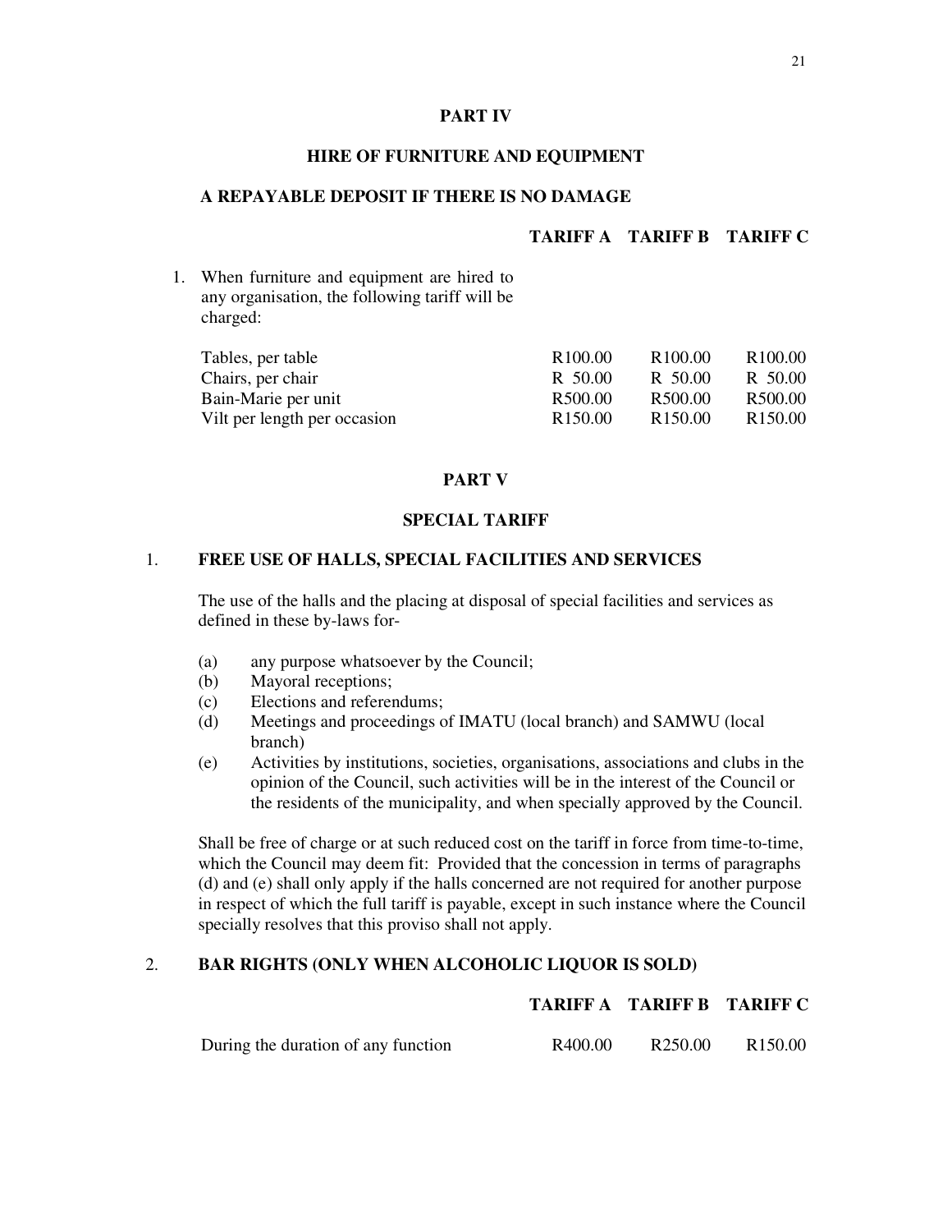## PART IV

### HIRE OF FURNITURE AND EQUIPMENT

**A REPAYABLE DEPOSIT IF THERE IS NO DAMAGE**

1. When furniture and equipment are hired to any organisation, the following tariff will be charged:

| | TARIFF A | TARIFF B | TARIFF C |
|---|---|---|---|
| Tables, per table | R100.00 | R100.00 | R100.00 |
| Chairs, per chair | R 50.00 | R 50.00 | R 50.00 |
| Bain-Marie per unit | R500.00 | R500.00 | R500.00 |
| Vilt per length per occasion | R150.00 | R150.00 | R150.00 |

## PART V

### SPECIAL TARIFF

1. **FREE USE OF HALLS, SPECIAL FACILITIES AND SERVICES**

The use of the halls and the placing at disposal of special facilities and services as defined in these by-laws for-

(a) any purpose whatsoever by the Council;
(b) Mayoral receptions;
(c) Elections and referendums;
(d) Meetings and proceedings of IMATU (local branch) and SAMWU (local branch)
(e) Activities by institutions, societies, organisations, associations and clubs in the opinion of the Council, such activities will be in the interest of the Council or the residents of the municipality, and when specially approved by the Council.

Shall be free of charge or at such reduced cost on the tariff in force from time-to-time, which the Council may deem fit: Provided that the concession in terms of paragraphs (d) and (e) shall only apply if the halls concerned are not required for another purpose in respect of which the full tariff is payable, except in such instance where the Council specially resolves that this proviso shall not apply.

2. **BAR RIGHTS (ONLY WHEN ALCOHOLIC LIQUOR IS SOLD)**

| | TARIFF A | TARIFF B | TARIFF C |
|---|---|---|---|
| During the duration of any function | R400.00 | R250.00 | R150.00 |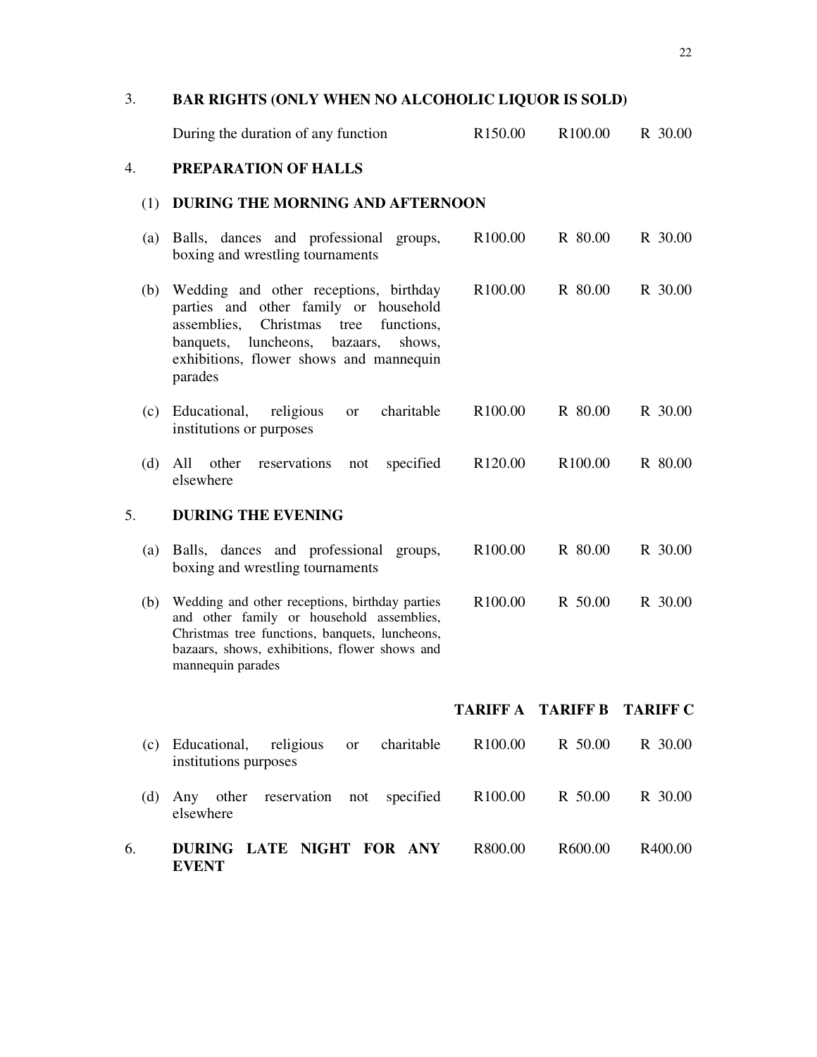| | | TARIFF A | TARIFF B | TARIFF C |
|---|---|---|---|---|
| 3. | **BAR RIGHTS (ONLY WHEN NO ALCOHOLIC LIQUOR IS SOLD)** | | | |
| | During the duration of any function | R150.00 | R100.00 | R 30.00 |
| 4. | **PREPARATION OF HALLS** | | | |
| (1) | **DURING THE MORNING AND AFTERNOON** | | | |
| (a) | Balls, dances and professional groups, boxing and wrestling tournaments | R100.00 | R 80.00 | R 30.00 |
| (b) | Wedding and other receptions, birthday parties and other family or household assemblies, Christmas tree functions, banquets, luncheons, bazaars, shows, exhibitions, flower shows and mannequin parades | R100.00 | R 80.00 | R 30.00 |
| (c) | Educational, religious or charitable institutions or purposes | R100.00 | R 80.00 | R 30.00 |
| (d) | All other reservations not specified elsewhere | R120.00 | R100.00 | R 80.00 |
| 5. | **DURING THE EVENING** | | | |
| (a) | Balls, dances and professional groups, boxing and wrestling tournaments | R100.00 | R 80.00 | R 30.00 |
| (b) | Wedding and other receptions, birthday parties and other family or household assemblies, Christmas tree functions, banquets, luncheons, bazaars, shows, exhibitions, flower shows and mannequin parades | R100.00 | R 50.00 | R 30.00 |
| (c) | Educational, religious or charitable institutions purposes | R100.00 | R 50.00 | R 30.00 |
| (d) | Any other reservation not specified elsewhere | R100.00 | R 50.00 | R 30.00 |
| 6. | **DURING LATE NIGHT FOR ANY EVENT** | R800.00 | R600.00 | R400.00 |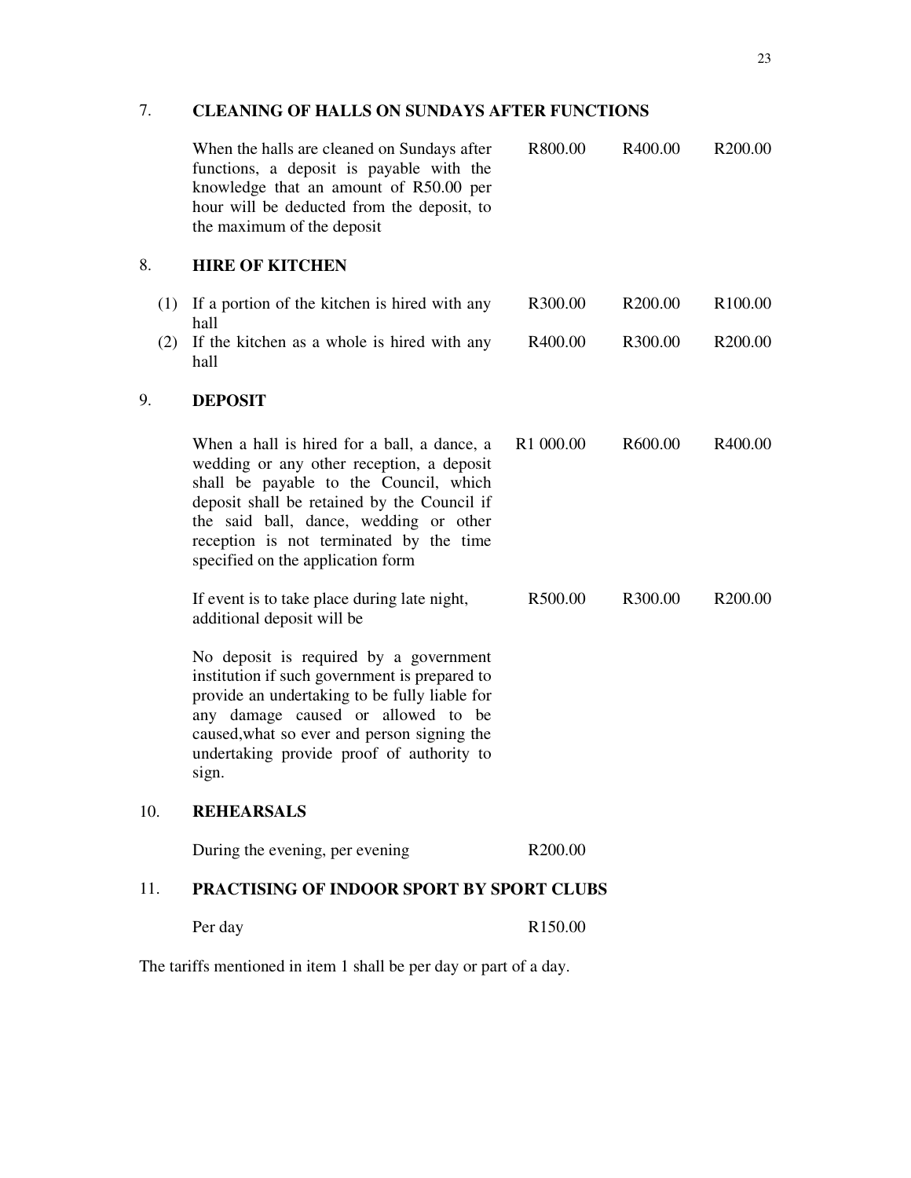## 7. CLEANING OF HALLS ON SUNDAYS AFTER FUNCTIONS

| | | | |
|---|---|---|---|
| When the halls are cleaned on Sundays after functions, a deposit is payable with the knowledge that an amount of R50.00 per hour will be deducted from the deposit, to the maximum of the deposit | R800.00 | R400.00 | R200.00 |

## 8. HIRE OF KITCHEN

| | | | |
|---|---|---|---|
| (1) If a portion of the kitchen is hired with any hall | R300.00 | R200.00 | R100.00 |
| (2) If the kitchen as a whole is hired with any hall | R400.00 | R300.00 | R200.00 |

## 9. DEPOSIT

| | | | |
|---|---|---|---|
| When a hall is hired for a ball, a dance, a wedding or any other reception, a deposit shall be payable to the Council, which deposit shall be retained by the Council if the said ball, dance, wedding or other reception is not terminated by the time specified on the application form | R1 000.00 | R600.00 | R400.00 |
| If event is to take place during late night, additional deposit will be | R500.00 | R300.00 | R200.00 |

No deposit is required by a government institution if such government is prepared to provide an undertaking to be fully liable for any damage caused or allowed to be caused,what so ever and person signing the undertaking provide proof of authority to sign.

## 10. REHEARSALS

| | |
|---|---|
| During the evening, per evening | R200.00 |

## 11. PRACTISING OF INDOOR SPORT BY SPORT CLUBS

| | |
|---|---|
| Per day | R150.00 |

The tariffs mentioned in item 1 shall be per day or part of a day.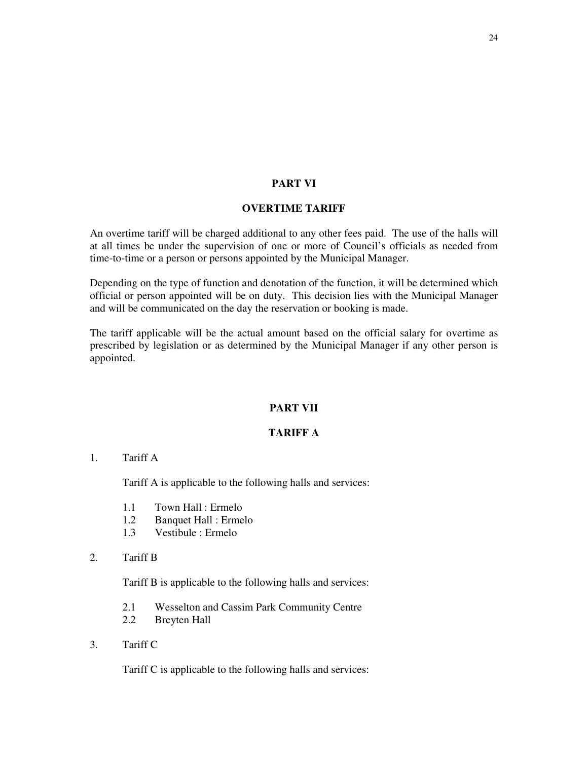## PART VI

## OVERTIME TARIFF

An overtime tariff will be charged additional to any other fees paid. The use of the halls will at all times be under the supervision of one or more of Council's officials as needed from time-to-time or a person or persons appointed by the Municipal Manager.

Depending on the type of function and denotation of the function, it will be determined which official or person appointed will be on duty. This decision lies with the Municipal Manager and will be communicated on the day the reservation or booking is made.

The tariff applicable will be the actual amount based on the official salary for overtime as prescribed by legislation or as determined by the Municipal Manager if any other person is appointed.

## PART VII

## TARIFF A

1. Tariff A

   Tariff A is applicable to the following halls and services:

   1.1 Town Hall : Ermelo
   1.2 Banquet Hall : Ermelo
   1.3 Vestibule : Ermelo

2. Tariff B

   Tariff B is applicable to the following halls and services:

   2.1 Wesselton and Cassim Park Community Centre
   2.2 Breyten Hall

3. Tariff C

   Tariff C is applicable to the following halls and services: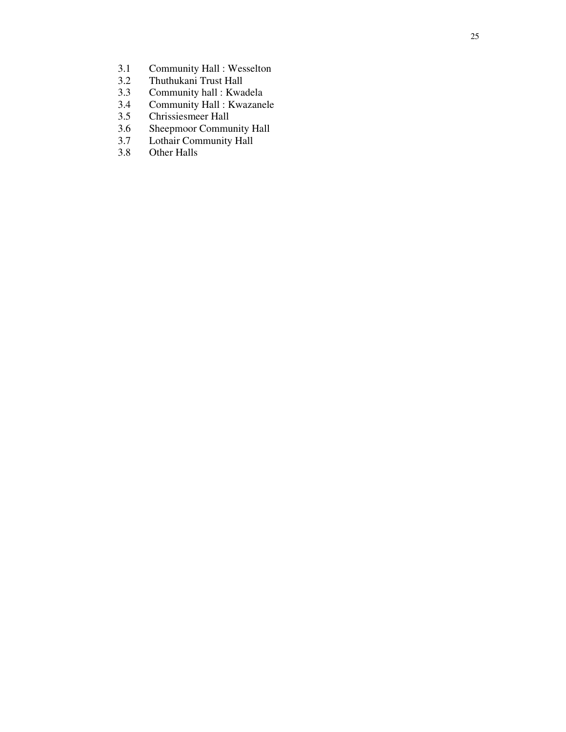3.1 Community Hall : Wesselton
3.2 Thuthukani Trust Hall
3.3 Community hall : Kwadela
3.4 Community Hall : Kwazanele
3.5 Chrissiesmeer Hall
3.6 Sheepmoor Community Hall
3.7 Lothair Community Hall
3.8 Other Halls